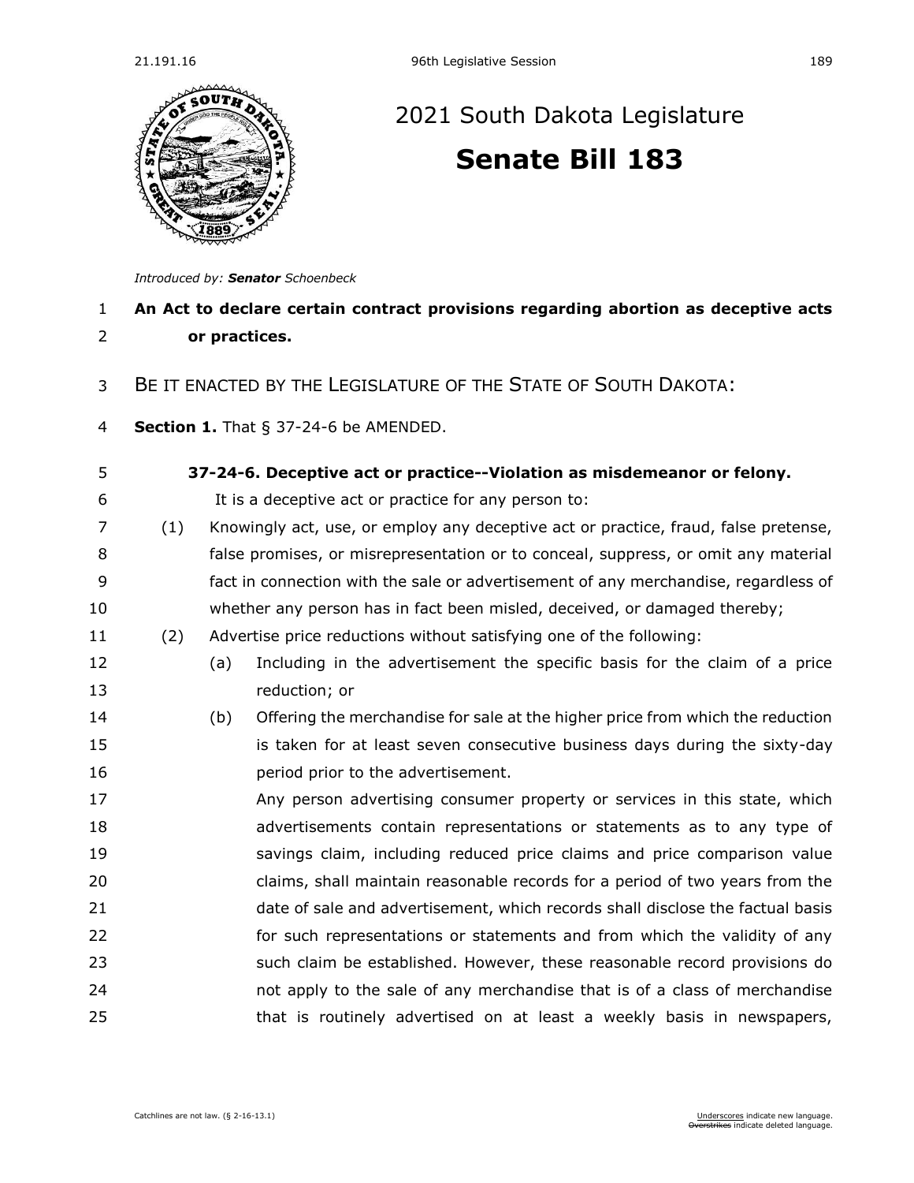# 2021 South Dakota Legislature

## Senate Bill 183

*Introduced by:* ***Senator*** *Schoenbeck*

**An Act to declare certain contract provisions regarding abortion as deceptive acts or practices.**

BE IT ENACTED BY THE LEGISLATURE OF THE STATE OF SOUTH DAKOTA:

**Section 1.** That § 37-24-6 be AMENDED.

**37-24-6. Deceptive act or practice--Violation as misdemeanor or felony.**

It is a deceptive act or practice for any person to:

(1) Knowingly act, use, or employ any deceptive act or practice, fraud, false pretense, false promises, or misrepresentation or to conceal, suppress, or omit any material fact in connection with the sale or advertisement of any merchandise, regardless of whether any person has in fact been misled, deceived, or damaged thereby;

(2) Advertise price reductions without satisfying one of the following:

(a) Including in the advertisement the specific basis for the claim of a price reduction; or

(b) Offering the merchandise for sale at the higher price from which the reduction is taken for at least seven consecutive business days during the sixty-day period prior to the advertisement.

Any person advertising consumer property or services in this state, which advertisements contain representations or statements as to any type of savings claim, including reduced price claims and price comparison value claims, shall maintain reasonable records for a period of two years from the date of sale and advertisement, which records shall disclose the factual basis for such representations or statements and from which the validity of any such claim be established. However, these reasonable record provisions do not apply to the sale of any merchandise that is of a class of merchandise that is routinely advertised on at least a weekly basis in newspapers,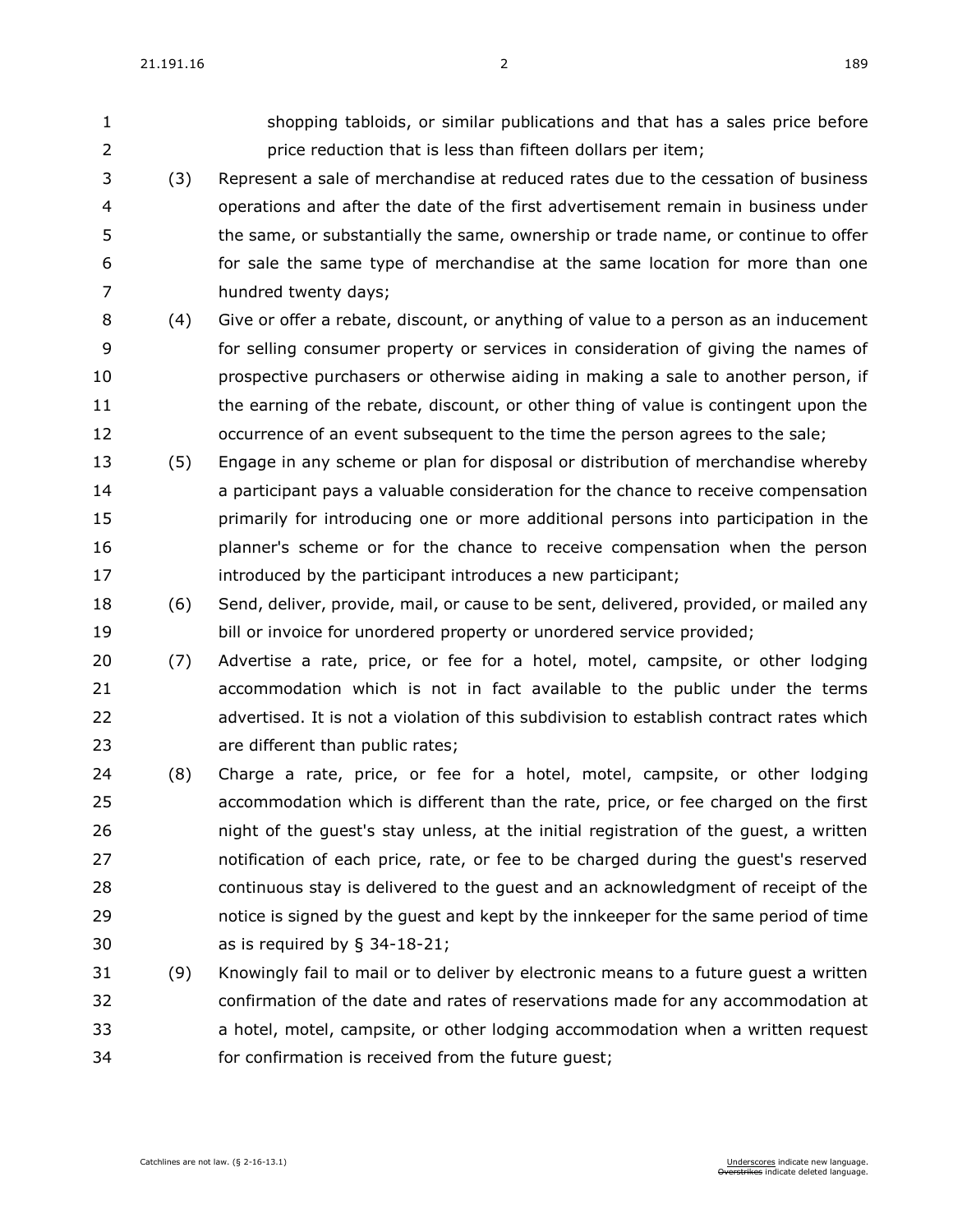shopping tabloids, or similar publications and that has a sales price before price reduction that is less than fifteen dollars per item;

(3) Represent a sale of merchandise at reduced rates due to the cessation of business operations and after the date of the first advertisement remain in business under the same, or substantially the same, ownership or trade name, or continue to offer for sale the same type of merchandise at the same location for more than one hundred twenty days;

(4) Give or offer a rebate, discount, or anything of value to a person as an inducement for selling consumer property or services in consideration of giving the names of prospective purchasers or otherwise aiding in making a sale to another person, if the earning of the rebate, discount, or other thing of value is contingent upon the occurrence of an event subsequent to the time the person agrees to the sale;

(5) Engage in any scheme or plan for disposal or distribution of merchandise whereby a participant pays a valuable consideration for the chance to receive compensation primarily for introducing one or more additional persons into participation in the planner's scheme or for the chance to receive compensation when the person introduced by the participant introduces a new participant;

(6) Send, deliver, provide, mail, or cause to be sent, delivered, provided, or mailed any bill or invoice for unordered property or unordered service provided;

(7) Advertise a rate, price, or fee for a hotel, motel, campsite, or other lodging accommodation which is not in fact available to the public under the terms advertised. It is not a violation of this subdivision to establish contract rates which are different than public rates;

(8) Charge a rate, price, or fee for a hotel, motel, campsite, or other lodging accommodation which is different than the rate, price, or fee charged on the first night of the guest's stay unless, at the initial registration of the guest, a written notification of each price, rate, or fee to be charged during the guest's reserved continuous stay is delivered to the guest and an acknowledgment of receipt of the notice is signed by the guest and kept by the innkeeper for the same period of time as is required by § 34-18-21;

(9) Knowingly fail to mail or to deliver by electronic means to a future guest a written confirmation of the date and rates of reservations made for any accommodation at a hotel, motel, campsite, or other lodging accommodation when a written request for confirmation is received from the future guest;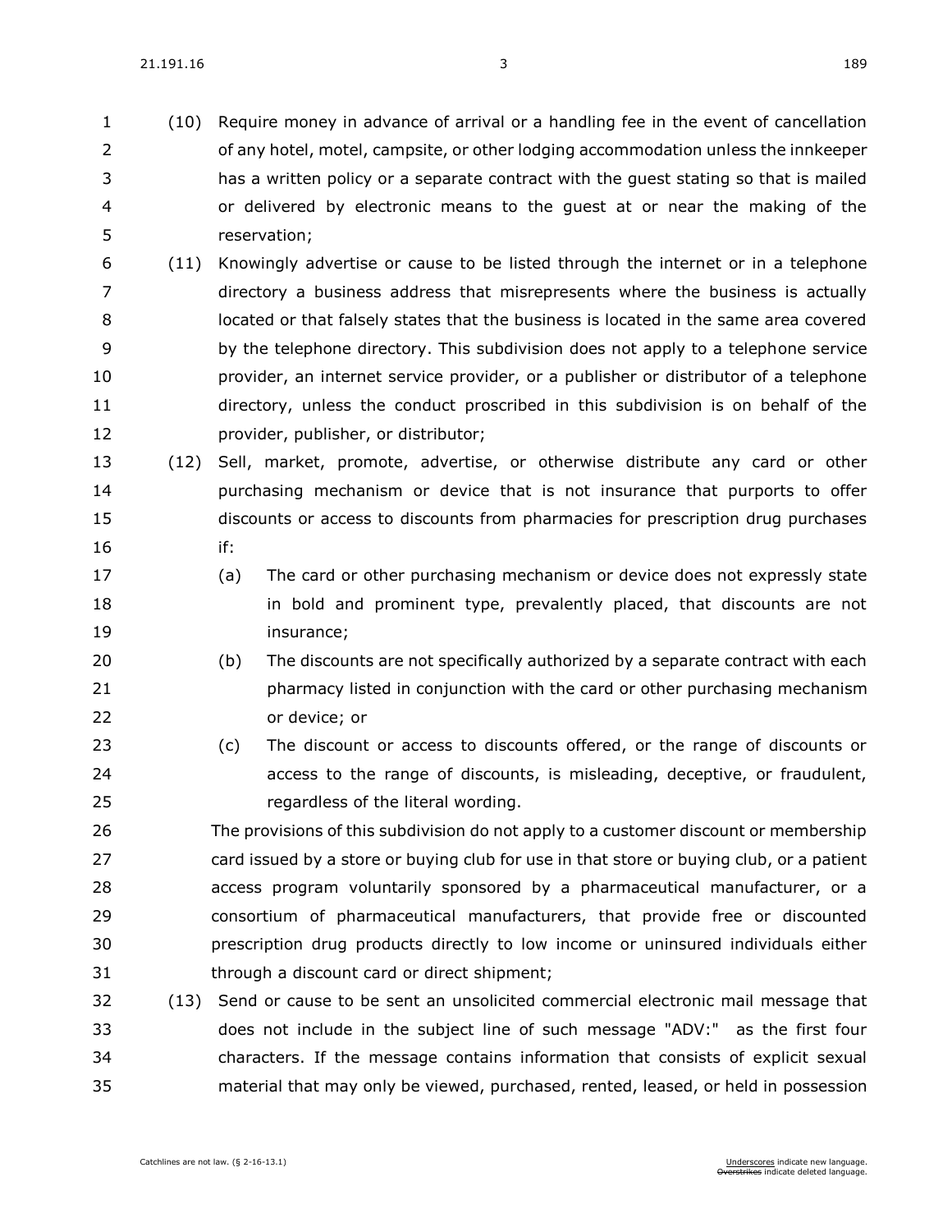(10) Require money in advance of arrival or a handling fee in the event of cancellation of any hotel, motel, campsite, or other lodging accommodation unless the innkeeper has a written policy or a separate contract with the guest stating so that is mailed or delivered by electronic means to the guest at or near the making of the reservation;

(11) Knowingly advertise or cause to be listed through the internet or in a telephone directory a business address that misrepresents where the business is actually located or that falsely states that the business is located in the same area covered by the telephone directory. This subdivision does not apply to a telephone service provider, an internet service provider, or a publisher or distributor of a telephone directory, unless the conduct proscribed in this subdivision is on behalf of the provider, publisher, or distributor;

(12) Sell, market, promote, advertise, or otherwise distribute any card or other purchasing mechanism or device that is not insurance that purports to offer discounts or access to discounts from pharmacies for prescription drug purchases if:

(a) The card or other purchasing mechanism or device does not expressly state in bold and prominent type, prevalently placed, that discounts are not insurance;

(b) The discounts are not specifically authorized by a separate contract with each pharmacy listed in conjunction with the card or other purchasing mechanism or device; or

(c) The discount or access to discounts offered, or the range of discounts or access to the range of discounts, is misleading, deceptive, or fraudulent, regardless of the literal wording.

The provisions of this subdivision do not apply to a customer discount or membership card issued by a store or buying club for use in that store or buying club, or a patient access program voluntarily sponsored by a pharmaceutical manufacturer, or a consortium of pharmaceutical manufacturers, that provide free or discounted prescription drug products directly to low income or uninsured individuals either through a discount card or direct shipment;

(13) Send or cause to be sent an unsolicited commercial electronic mail message that does not include in the subject line of such message "ADV:" as the first four characters. If the message contains information that consists of explicit sexual material that may only be viewed, purchased, rented, leased, or held in possession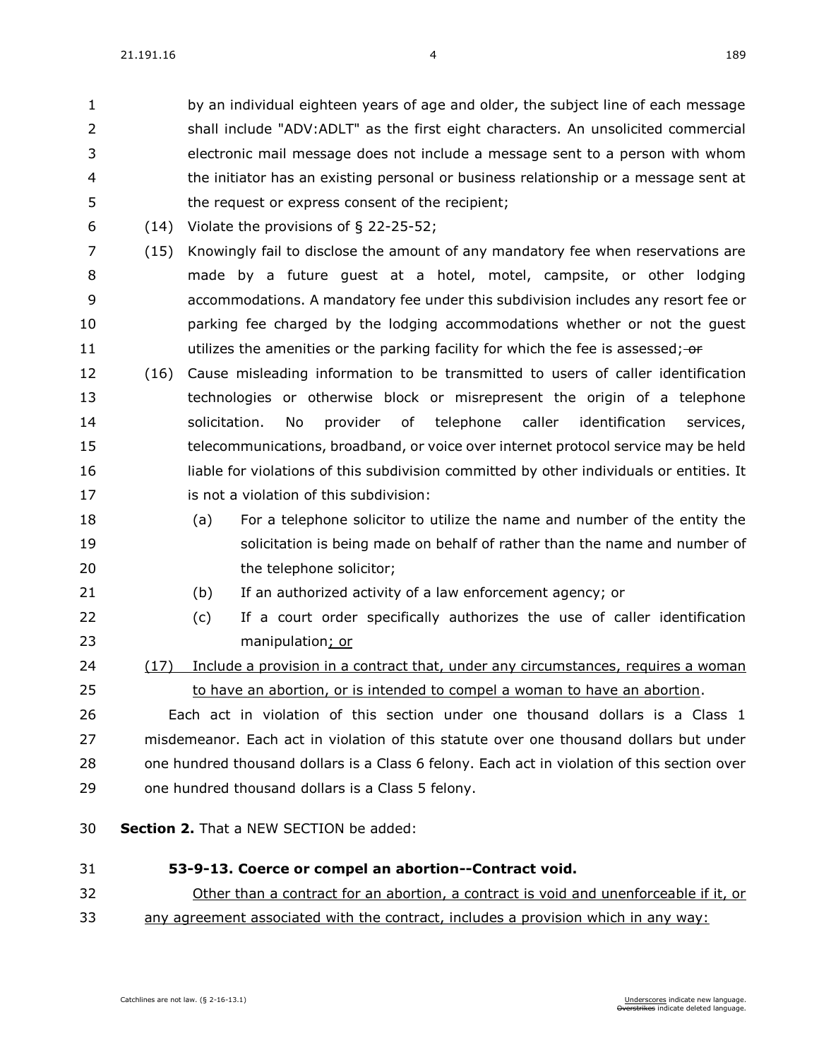by an individual eighteen years of age and older, the subject line of each message shall include "ADV:ADLT" as the first eight characters. An unsolicited commercial electronic mail message does not include a message sent to a person with whom the initiator has an existing personal or business relationship or a message sent at the request or express consent of the recipient;

(14) Violate the provisions of § 22-25-52;

(15) Knowingly fail to disclose the amount of any mandatory fee when reservations are made by a future guest at a hotel, motel, campsite, or other lodging accommodations. A mandatory fee under this subdivision includes any resort fee or parking fee charged by the lodging accommodations whether or not the guest utilizes the amenities or the parking facility for which the fee is assessed; ~~or~~

(16) Cause misleading information to be transmitted to users of caller identification technologies or otherwise block or misrepresent the origin of a telephone solicitation. No provider of telephone caller identification services, telecommunications, broadband, or voice over internet protocol service may be held liable for violations of this subdivision committed by other individuals or entities. It is not a violation of this subdivision:

(a) For a telephone solicitor to utilize the name and number of the entity the solicitation is being made on behalf of rather than the name and number of the telephone solicitor;

(b) If an authorized activity of a law enforcement agency; or

(c) If a court order specifically authorizes the use of caller identification manipulation<u>; or</u>

<u>(17) Include a provision in a contract that, under any circumstances, requires a woman to have an abortion, or is intended to compel a woman to have an abortion</u>.

Each act in violation of this section under one thousand dollars is a Class 1 misdemeanor. Each act in violation of this statute over one thousand dollars but under one hundred thousand dollars is a Class 6 felony. Each act in violation of this section over one hundred thousand dollars is a Class 5 felony.

**Section 2.** That a NEW SECTION be added:

**53-9-13. Coerce or compel an abortion--Contract void.**

<u>Other than a contract for an abortion, a contract is void and unenforceable if it, or any agreement associated with the contract, includes a provision which in any way:</u>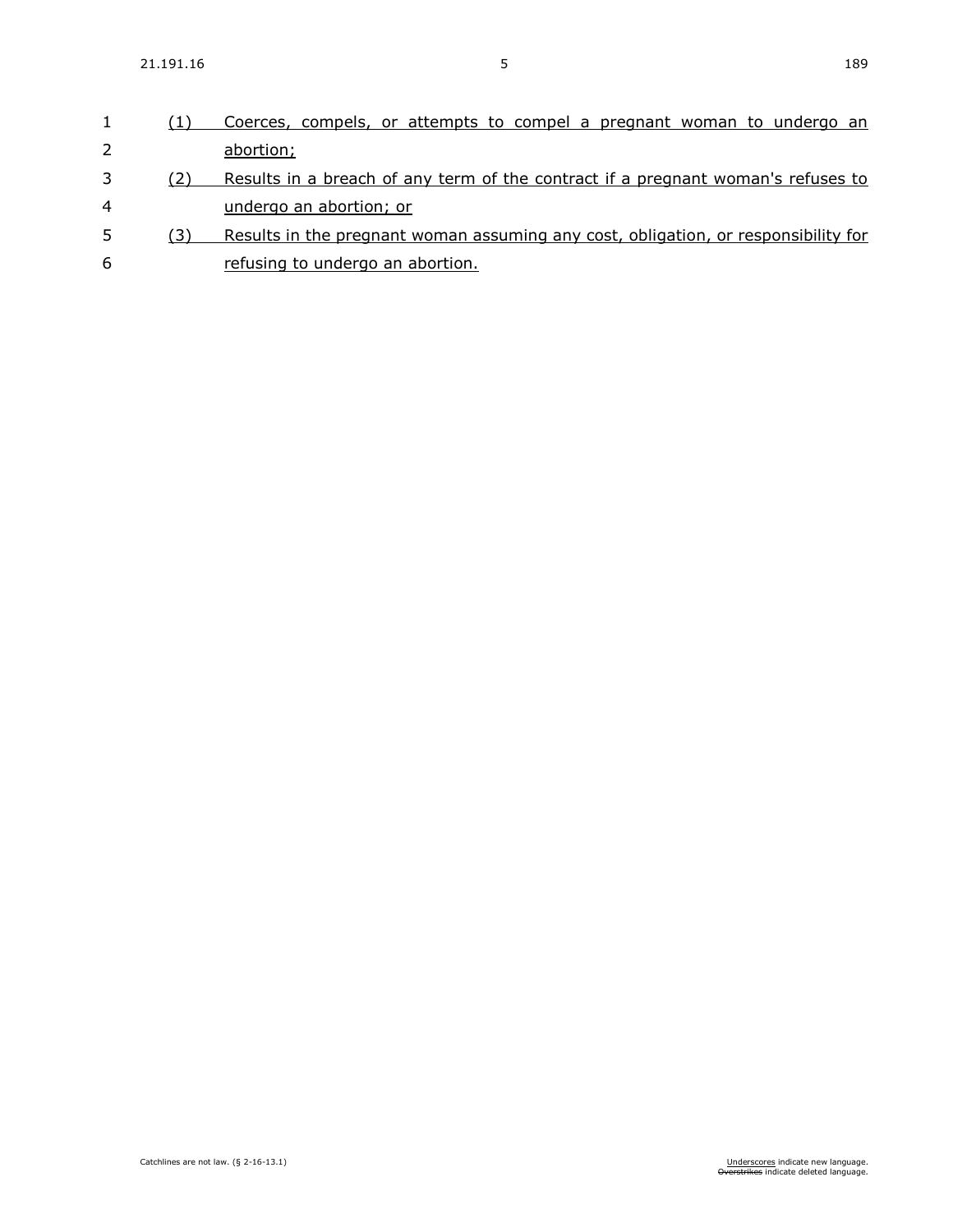(1) Coerces, compels, or attempts to compel a pregnant woman to undergo an abortion;

(2) Results in a breach of any term of the contract if a pregnant woman's refuses to undergo an abortion; or

(3) Results in the pregnant woman assuming any cost, obligation, or responsibility for refusing to undergo an abortion.